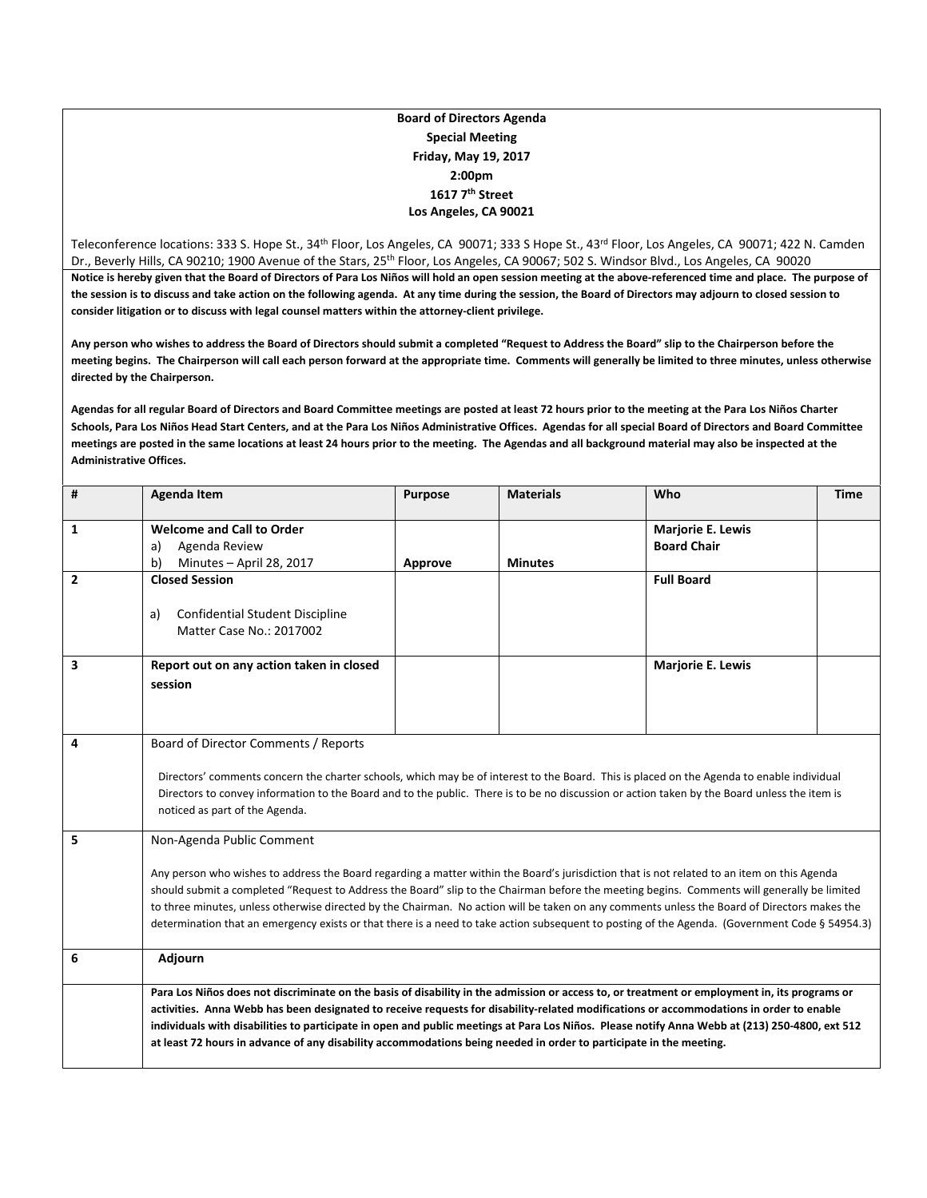**Board of Directors Agenda**
**Special Meeting**
**Friday, May 19, 2017**
**2:00pm**
**1617 7th Street**
**Los Angeles, CA 90021**

Teleconference locations: 333 S. Hope St., 34th Floor, Los Angeles, CA 90071; 333 S Hope St., 43rd Floor, Los Angeles, CA 90071; 422 N. Camden Dr., Beverly Hills, CA 90210; 1900 Avenue of the Stars, 25th Floor, Los Angeles, CA 90067; 502 S. Windsor Blvd., Los Angeles, CA 90020

**Notice is hereby given that the Board of Directors of Para Los Niños will hold an open session meeting at the above-referenced time and place. The purpose of the session is to discuss and take action on the following agenda. At any time during the session, the Board of Directors may adjourn to closed session to consider litigation or to discuss with legal counsel matters within the attorney-client privilege.**

**Any person who wishes to address the Board of Directors should submit a completed "Request to Address the Board" slip to the Chairperson before the meeting begins. The Chairperson will call each person forward at the appropriate time. Comments will generally be limited to three minutes, unless otherwise directed by the Chairperson.**

**Agendas for all regular Board of Directors and Board Committee meetings are posted at least 72 hours prior to the meeting at the Para Los Niños Charter Schools, Para Los Niños Head Start Centers, and at the Para Los Niños Administrative Offices. Agendas for all special Board of Directors and Board Committee meetings are posted in the same locations at least 24 hours prior to the meeting. The Agendas and all background material may also be inspected at the Administrative Offices.**

| # | Agenda Item | Purpose | Materials | Who | Time |
|---|---|---|---|---|---|
| 1 | **Welcome and Call to Order**<br>a) Agenda Review<br>b) Minutes – April 28, 2017 | **Approve** | **Minutes** | **Marjorie E. Lewis**<br>**Board Chair** | |
| 2 | **Closed Session**<br>a) Confidential Student Discipline Matter Case No.: 2017002 | | | **Full Board** | |
| 3 | **Report out on any action taken in closed session** | | | **Marjorie E. Lewis** | |
| 4 | Board of Director Comments / Reports<br>Directors' comments concern the charter schools, which may be of interest to the Board. This is placed on the Agenda to enable individual Directors to convey information to the Board and to the public. There is to be no discussion or action taken by the Board unless the item is noticed as part of the Agenda. | | | | |
| 5 | Non-Agenda Public Comment<br>Any person who wishes to address the Board regarding a matter within the Board's jurisdiction that is not related to an item on this Agenda should submit a completed "Request to Address the Board" slip to the Chairman before the meeting begins. Comments will generally be limited to three minutes, unless otherwise directed by the Chairman. No action will be taken on any comments unless the Board of Directors makes the determination that an emergency exists or that there is a need to take action subsequent to posting of the Agenda. (Government Code § 54954.3) | | | | |
| 6 | **Adjourn** | | | | |
| | **Para Los Niños does not discriminate on the basis of disability in the admission or access to, or treatment or employment in, its programs or activities. Anna Webb has been designated to receive requests for disability-related modifications or accommodations in order to enable individuals with disabilities to participate in open and public meetings at Para Los Niños. Please notify Anna Webb at (213) 250-4800, ext 512 at least 72 hours in advance of any disability accommodations being needed in order to participate in the meeting.** | | | | |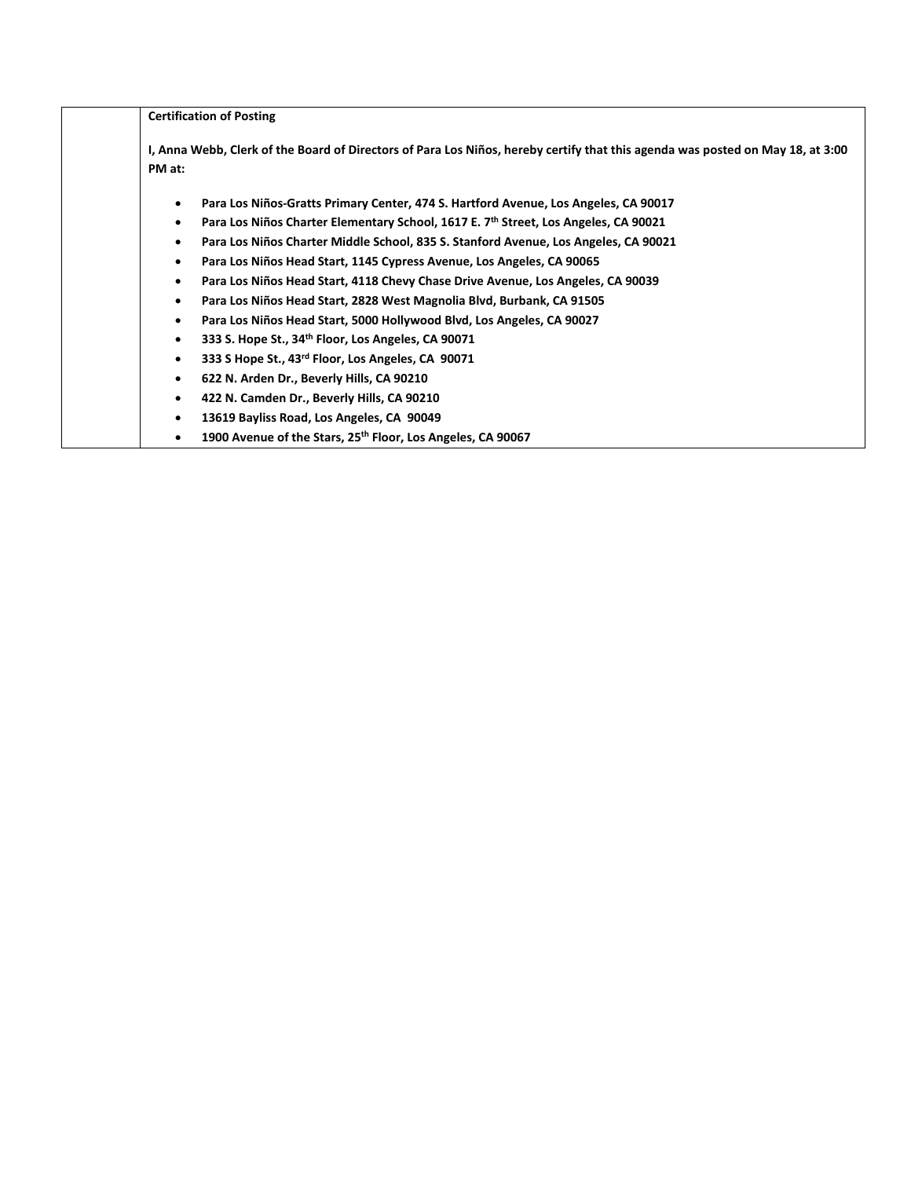| | **Certification of Posting**<br><br>**I, Anna Webb, Clerk of the Board of Directors of Para Los Niños, hereby certify that this agenda was posted on May 18, at 3:00 PM at:**<br><br>• **Para Los Niños-Gratts Primary Center, 474 S. Hartford Avenue, Los Angeles, CA 90017**<br>• **Para Los Niños Charter Elementary School, 1617 E. 7th Street, Los Angeles, CA 90021**<br>• **Para Los Niños Charter Middle School, 835 S. Stanford Avenue, Los Angeles, CA 90021**<br>• **Para Los Niños Head Start, 1145 Cypress Avenue, Los Angeles, CA 90065**<br>• **Para Los Niños Head Start, 4118 Chevy Chase Drive Avenue, Los Angeles, CA 90039**<br>• **Para Los Niños Head Start, 2828 West Magnolia Blvd, Burbank, CA 91505**<br>• **Para Los Niños Head Start, 5000 Hollywood Blvd, Los Angeles, CA 90027**<br>• **333 S. Hope St., 34th Floor, Los Angeles, CA 90071**<br>• **333 S Hope St., 43rd Floor, Los Angeles, CA 90071**<br>• **622 N. Arden Dr., Beverly Hills, CA 90210**<br>• **422 N. Camden Dr., Beverly Hills, CA 90210**<br>• **13619 Bayliss Road, Los Angeles, CA 90049**<br>• **1900 Avenue of the Stars, 25th Floor, Los Angeles, CA 90067** |
|---|---|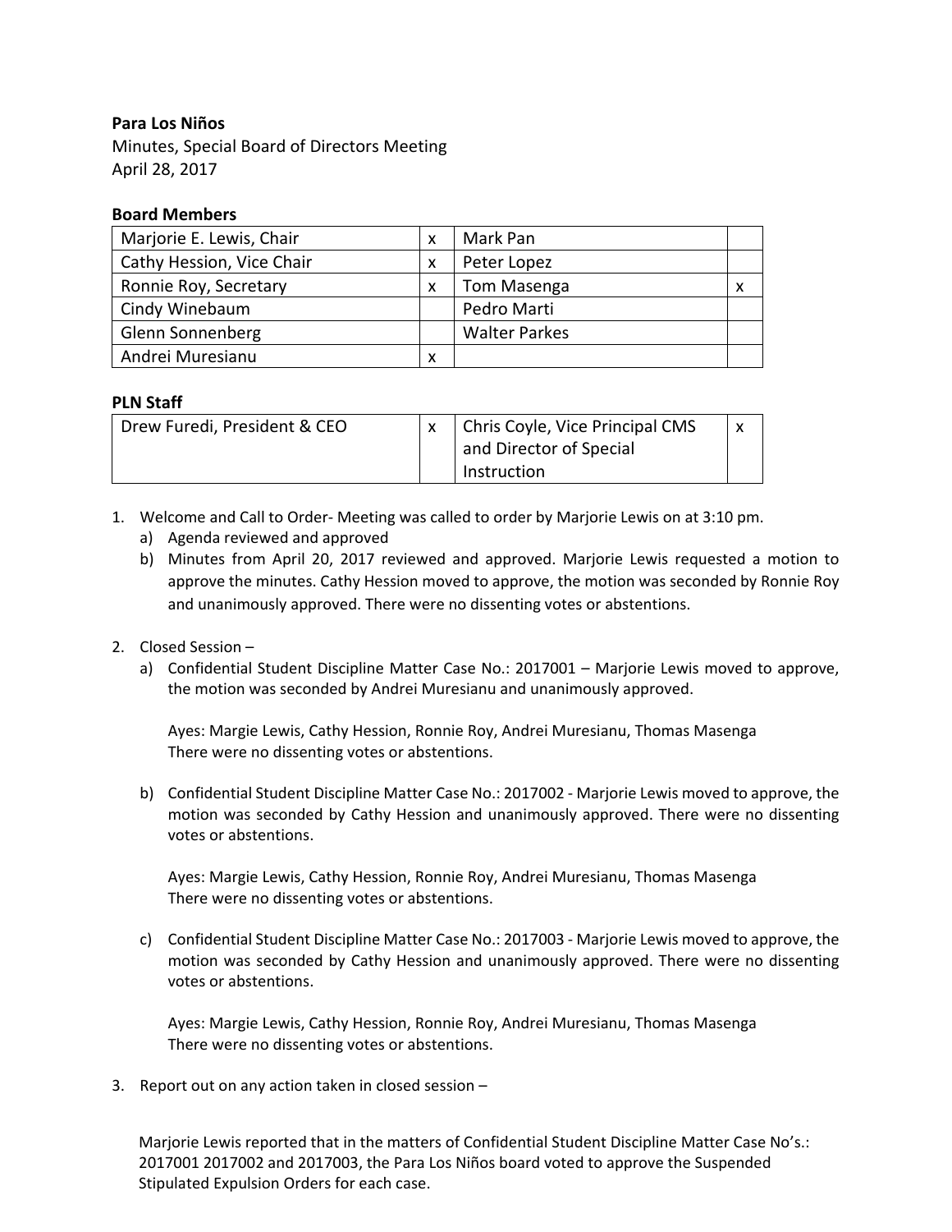**Para Los Niños**
Minutes, Special Board of Directors Meeting
April 28, 2017

**Board Members**

| Marjorie E. Lewis, Chair | x | Mark Pan | |
|---|---|---|---|
| Cathy Hession, Vice Chair | x | Peter Lopez | |
| Ronnie Roy, Secretary | x | Tom Masenga | x |
| Cindy Winebaum | | Pedro Marti | |
| Glenn Sonnenberg | | Walter Parkes | |
| Andrei Muresianu | x | | |

**PLN Staff**

| Drew Furedi, President & CEO | x | Chris Coyle, Vice Principal CMS and Director of Special Instruction | x |
|---|---|---|---|

1. Welcome and Call to Order- Meeting was called to order by Marjorie Lewis on at 3:10 pm.
   a) Agenda reviewed and approved
   b) Minutes from April 20, 2017 reviewed and approved. Marjorie Lewis requested a motion to approve the minutes. Cathy Hession moved to approve, the motion was seconded by Ronnie Roy and unanimously approved. There were no dissenting votes or abstentions.

2. Closed Session –
   a) Confidential Student Discipline Matter Case No.: 2017001 – Marjorie Lewis moved to approve, the motion was seconded by Andrei Muresianu and unanimously approved.

      Ayes: Margie Lewis, Cathy Hession, Ronnie Roy, Andrei Muresianu, Thomas Masenga
      There were no dissenting votes or abstentions.

   b) Confidential Student Discipline Matter Case No.: 2017002 - Marjorie Lewis moved to approve, the motion was seconded by Cathy Hession and unanimously approved. There were no dissenting votes or abstentions.

      Ayes: Margie Lewis, Cathy Hession, Ronnie Roy, Andrei Muresianu, Thomas Masenga
      There were no dissenting votes or abstentions.

   c) Confidential Student Discipline Matter Case No.: 2017003 - Marjorie Lewis moved to approve, the motion was seconded by Cathy Hession and unanimously approved. There were no dissenting votes or abstentions.

      Ayes: Margie Lewis, Cathy Hession, Ronnie Roy, Andrei Muresianu, Thomas Masenga
      There were no dissenting votes or abstentions.

3. Report out on any action taken in closed session –

   Marjorie Lewis reported that in the matters of Confidential Student Discipline Matter Case No's.: 2017001 2017002 and 2017003, the Para Los Niños board voted to approve the Suspended Stipulated Expulsion Orders for each case.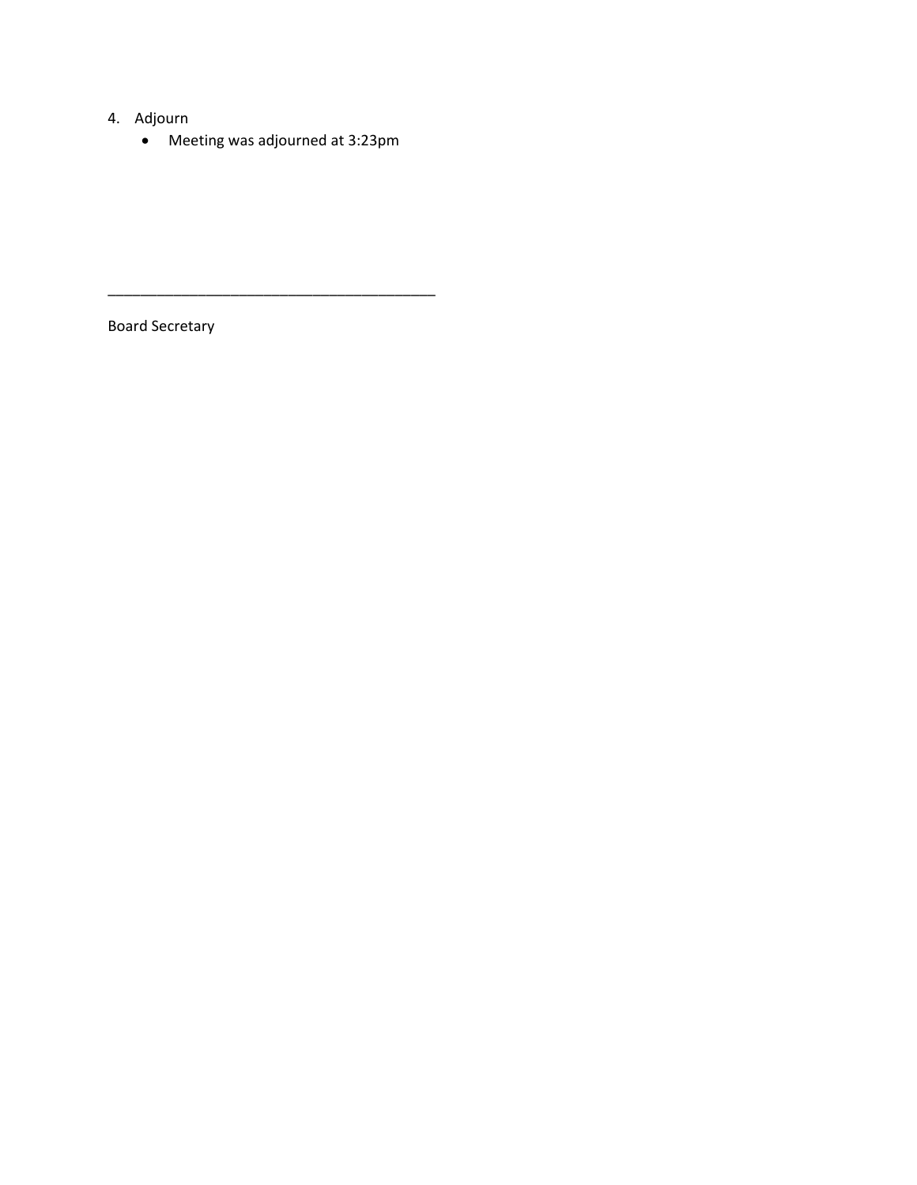4. Adjourn
   - Meeting was adjourned at 3:23pm

________________________________________

Board Secretary